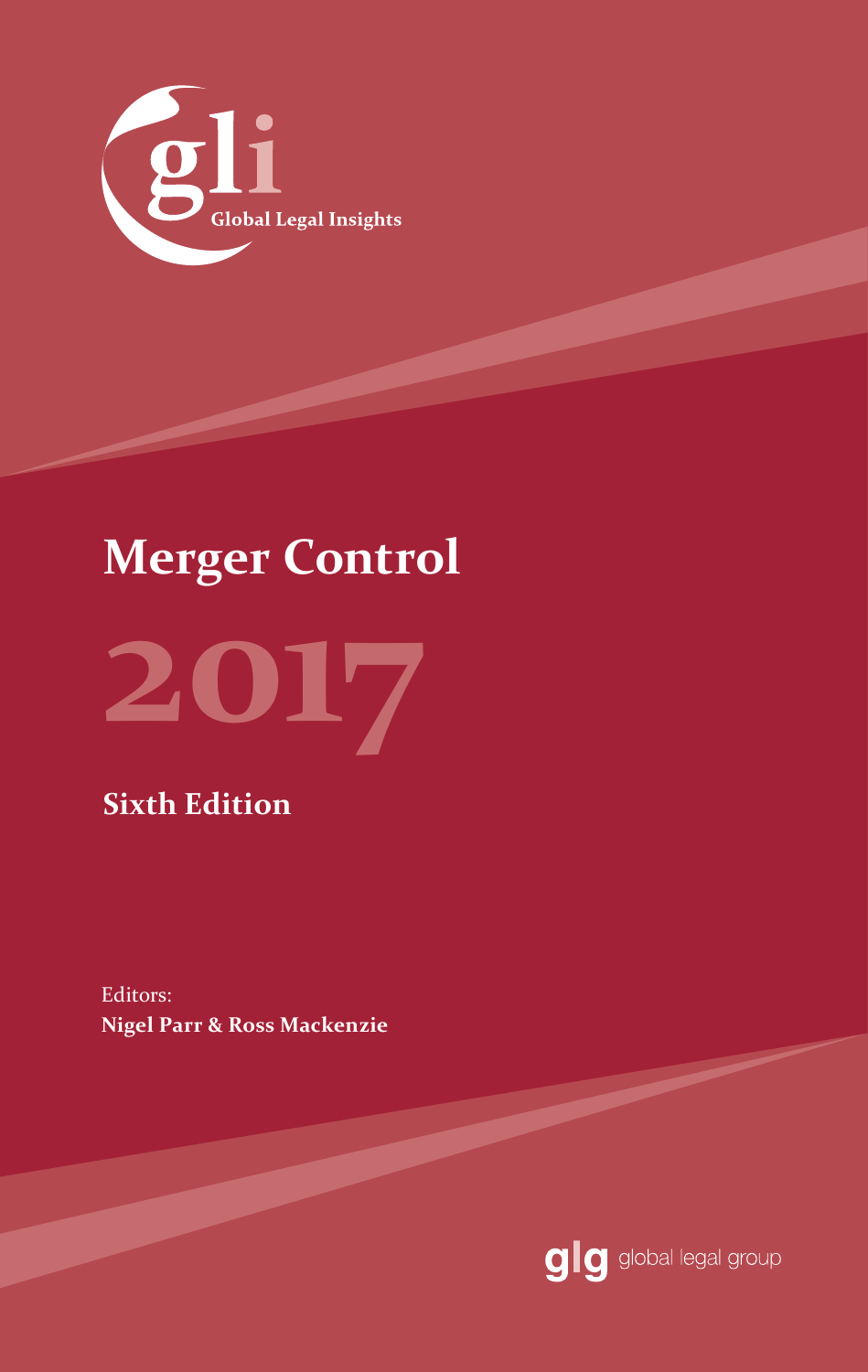gli

Global Legal Insights

# Merger Control

# 2017

## Sixth Edition

Editors:
**Nigel Parr & Ross Mackenzie**

glg global legal group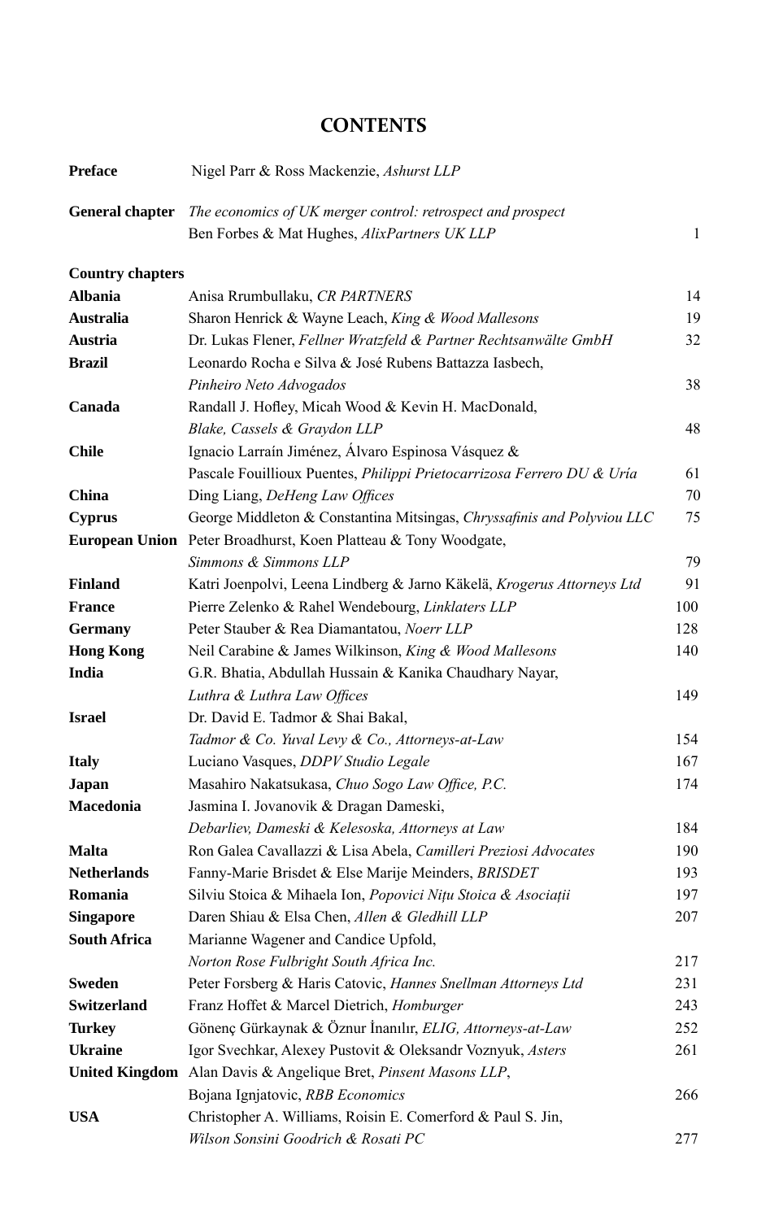# CONTENTS

| | | |
|---|---|---|
| **Preface** | Nigel Parr & Ross Mackenzie, *Ashurst LLP* | |
| **General chapter** | *The economics of UK merger control: retrospect and prospect* Ben Forbes & Mat Hughes, *AlixPartners UK LLP* | 1 |
| **Country chapters** | | |
| **Albania** | Anisa Rrumbullaku, *CR PARTNERS* | 14 |
| **Australia** | Sharon Henrick & Wayne Leach, *King & Wood Mallesons* | 19 |
| **Austria** | Dr. Lukas Flener, *Fellner Wratzfeld & Partner Rechtsanwälte GmbH* | 32 |
| **Brazil** | Leonardo Rocha e Silva & José Rubens Battazza Iasbech, *Pinheiro Neto Advogados* | 38 |
| **Canada** | Randall J. Hofley, Micah Wood & Kevin H. MacDonald, *Blake, Cassels & Graydon LLP* | 48 |
| **Chile** | Ignacio Larraín Jiménez, Álvaro Espinosa Vásquez & Pascale Fouillioux Puentes, *Philippi Prietocarrizosa Ferrero DU & Uría* | 61 |
| **China** | Ding Liang, *DeHeng Law Offices* | 70 |
| **Cyprus** | George Middleton & Constantina Mitsingas, *Chryssafinis and Polyviou LLC* | 75 |
| **European Union** | Peter Broadhurst, Koen Platteau & Tony Woodgate, *Simmons & Simmons LLP* | 79 |
| **Finland** | Katri Joenpolvi, Leena Lindberg & Jarno Käkelä, *Krogerus Attorneys Ltd* | 91 |
| **France** | Pierre Zelenko & Rahel Wendebourg, *Linklaters LLP* | 100 |
| **Germany** | Peter Stauber & Rea Diamantatou, *Noerr LLP* | 128 |
| **Hong Kong** | Neil Carabine & James Wilkinson, *King & Wood Mallesons* | 140 |
| **India** | G.R. Bhatia, Abdullah Hussain & Kanika Chaudhary Nayar, *Luthra & Luthra Law Offices* | 149 |
| **Israel** | Dr. David E. Tadmor & Shai Bakal, *Tadmor & Co. Yuval Levy & Co., Attorneys-at-Law* | 154 |
| **Italy** | Luciano Vasques, *DDPV Studio Legale* | 167 |
| **Japan** | Masahiro Nakatsukasa, *Chuo Sogo Law Office, P.C.* | 174 |
| **Macedonia** | Jasmina I. Jovanovik & Dragan Dameski, *Debarliev, Dameski & Kelesoska, Attorneys at Law* | 184 |
| **Malta** | Ron Galea Cavallazzi & Lisa Abela, *Camilleri Preziosi Advocates* | 190 |
| **Netherlands** | Fanny-Marie Brisdet & Else Marije Meinders, *BRISDET* | 193 |
| **Romania** | Silviu Stoica & Mihaela Ion, *Popovici Nițu Stoica & Asociații* | 197 |
| **Singapore** | Daren Shiau & Elsa Chen, *Allen & Gledhill LLP* | 207 |
| **South Africa** | Marianne Wagener and Candice Upfold, *Norton Rose Fulbright South Africa Inc.* | 217 |
| **Sweden** | Peter Forsberg & Haris Catovic, *Hannes Snellman Attorneys Ltd* | 231 |
| **Switzerland** | Franz Hoffet & Marcel Dietrich, *Homburger* | 243 |
| **Turkey** | Gönenç Gürkaynak & Öznur İnanılır, *ELIG, Attorneys-at-Law* | 252 |
| **Ukraine** | Igor Svechkar, Alexey Pustovit & Oleksandr Voznyuk, *Asters* | 261 |
| **United Kingdom** | Alan Davis & Angelique Bret, *Pinsent Masons LLP*, Bojana Ignjatovic, *RBB Economics* | 266 |
| **USA** | Christopher A. Williams, Roisin E. Comerford & Paul S. Jin, *Wilson Sonsini Goodrich & Rosati PC* | 277 |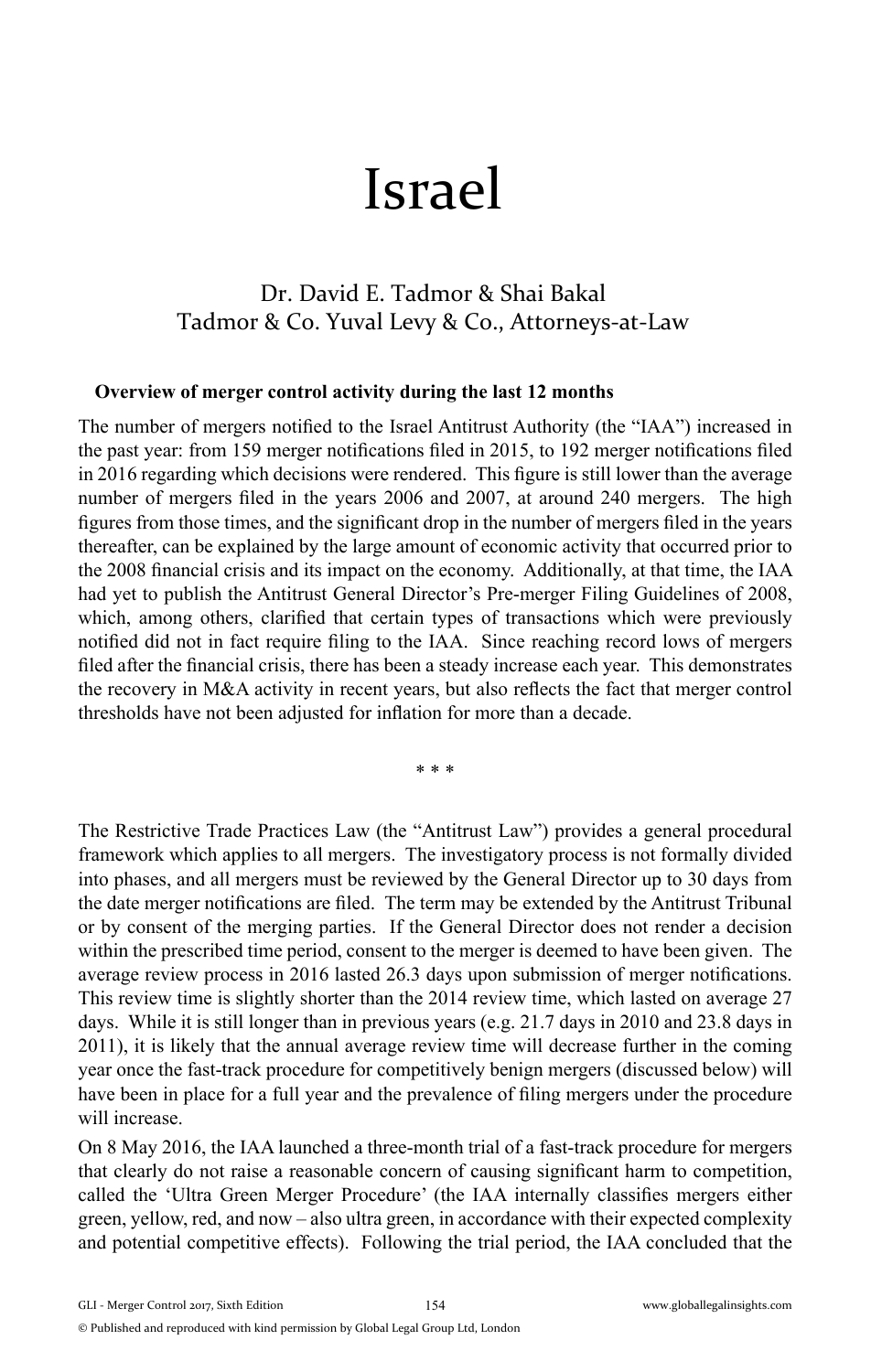# Israel

Dr. David E. Tadmor & Shai Bakal
Tadmor & Co. Yuval Levy & Co., Attorneys-at-Law

**Overview of merger control activity during the last 12 months**

The number of mergers notified to the Israel Antitrust Authority (the "IAA") increased in the past year: from 159 merger notifications filed in 2015, to 192 merger notifications filed in 2016 regarding which decisions were rendered. This figure is still lower than the average number of mergers filed in the years 2006 and 2007, at around 240 mergers. The high figures from those times, and the significant drop in the number of mergers filed in the years thereafter, can be explained by the large amount of economic activity that occurred prior to the 2008 financial crisis and its impact on the economy. Additionally, at that time, the IAA had yet to publish the Antitrust General Director's Pre-merger Filing Guidelines of 2008, which, among others, clarified that certain types of transactions which were previously notified did not in fact require filing to the IAA. Since reaching record lows of mergers filed after the financial crisis, there has been a steady increase each year. This demonstrates the recovery in M&A activity in recent years, but also reflects the fact that merger control thresholds have not been adjusted for inflation for more than a decade.

\* \* \*

The Restrictive Trade Practices Law (the "Antitrust Law") provides a general procedural framework which applies to all mergers. The investigatory process is not formally divided into phases, and all mergers must be reviewed by the General Director up to 30 days from the date merger notifications are filed. The term may be extended by the Antitrust Tribunal or by consent of the merging parties. If the General Director does not render a decision within the prescribed time period, consent to the merger is deemed to have been given. The average review process in 2016 lasted 26.3 days upon submission of merger notifications. This review time is slightly shorter than the 2014 review time, which lasted on average 27 days. While it is still longer than in previous years (e.g. 21.7 days in 2010 and 23.8 days in 2011), it is likely that the annual average review time will decrease further in the coming year once the fast-track procedure for competitively benign mergers (discussed below) will have been in place for a full year and the prevalence of filing mergers under the procedure will increase.

On 8 May 2016, the IAA launched a three-month trial of a fast-track procedure for mergers that clearly do not raise a reasonable concern of causing significant harm to competition, called the 'Ultra Green Merger Procedure' (the IAA internally classifies mergers either green, yellow, red, and now – also ultra green, in accordance with their expected complexity and potential competitive effects). Following the trial period, the IAA concluded that the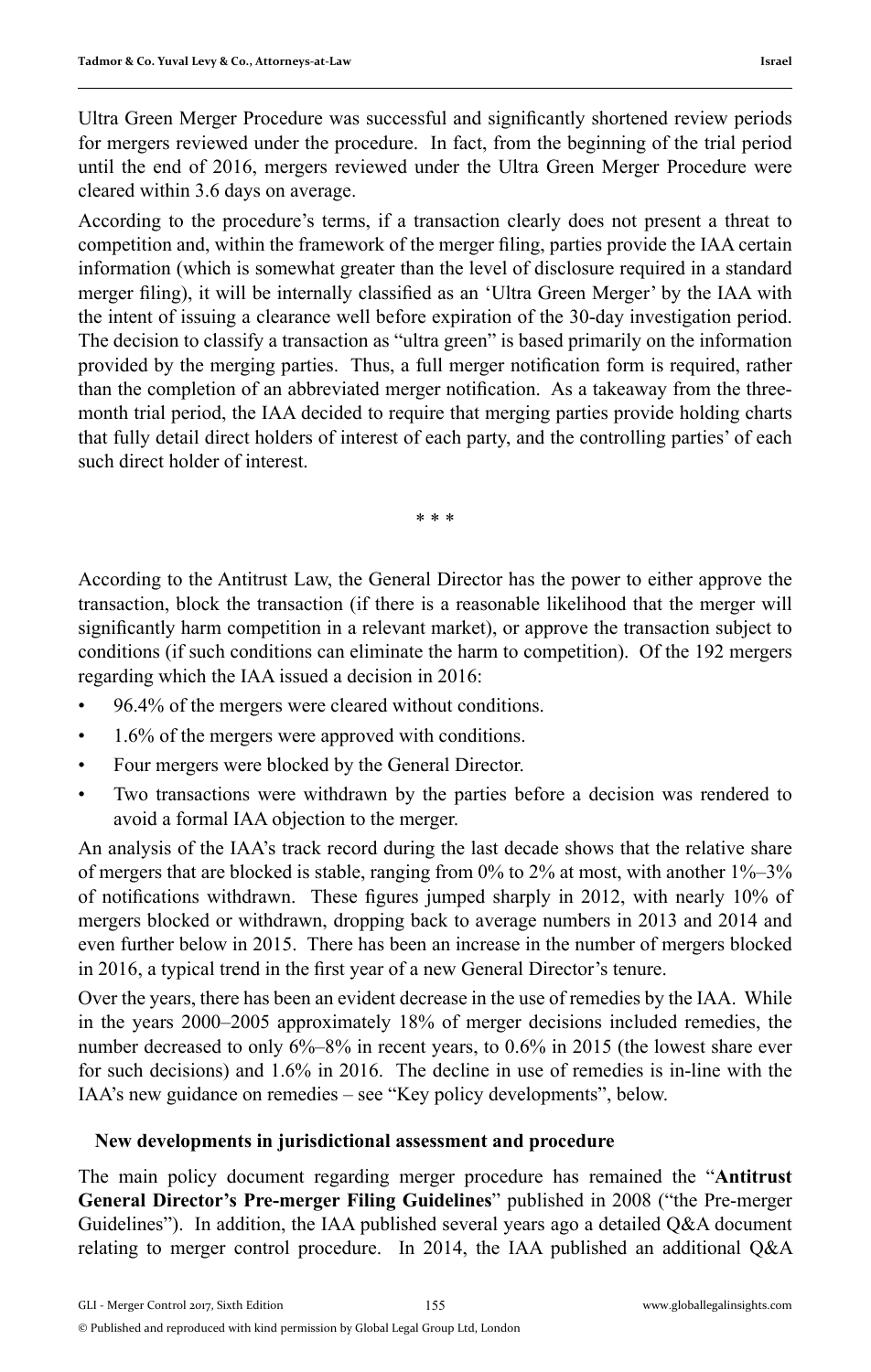Ultra Green Merger Procedure was successful and significantly shortened review periods for mergers reviewed under the procedure. In fact, from the beginning of the trial period until the end of 2016, mergers reviewed under the Ultra Green Merger Procedure were cleared within 3.6 days on average.

According to the procedure's terms, if a transaction clearly does not present a threat to competition and, within the framework of the merger filing, parties provide the IAA certain information (which is somewhat greater than the level of disclosure required in a standard merger filing), it will be internally classified as an 'Ultra Green Merger' by the IAA with the intent of issuing a clearance well before expiration of the 30-day investigation period. The decision to classify a transaction as "ultra green" is based primarily on the information provided by the merging parties. Thus, a full merger notification form is required, rather than the completion of an abbreviated merger notification. As a takeaway from the three-month trial period, the IAA decided to require that merging parties provide holding charts that fully detail direct holders of interest of each party, and the controlling parties' of each such direct holder of interest.

\* \* \*

According to the Antitrust Law, the General Director has the power to either approve the transaction, block the transaction (if there is a reasonable likelihood that the merger will significantly harm competition in a relevant market), or approve the transaction subject to conditions (if such conditions can eliminate the harm to competition). Of the 192 mergers regarding which the IAA issued a decision in 2016:

- 96.4% of the mergers were cleared without conditions.
- 1.6% of the mergers were approved with conditions.
- Four mergers were blocked by the General Director.
- Two transactions were withdrawn by the parties before a decision was rendered to avoid a formal IAA objection to the merger.

An analysis of the IAA's track record during the last decade shows that the relative share of mergers that are blocked is stable, ranging from 0% to 2% at most, with another 1%–3% of notifications withdrawn. These figures jumped sharply in 2012, with nearly 10% of mergers blocked or withdrawn, dropping back to average numbers in 2013 and 2014 and even further below in 2015. There has been an increase in the number of mergers blocked in 2016, a typical trend in the first year of a new General Director's tenure.

Over the years, there has been an evident decrease in the use of remedies by the IAA. While in the years 2000–2005 approximately 18% of merger decisions included remedies, the number decreased to only 6%–8% in recent years, to 0.6% in 2015 (the lowest share ever for such decisions) and 1.6% in 2016. The decline in use of remedies is in-line with the IAA's new guidance on remedies – see "Key policy developments", below.

## New developments in jurisdictional assessment and procedure

The main policy document regarding merger procedure has remained the "**Antitrust General Director's Pre-merger Filing Guidelines**" published in 2008 ("the Pre-merger Guidelines"). In addition, the IAA published several years ago a detailed Q&A document relating to merger control procedure. In 2014, the IAA published an additional Q&A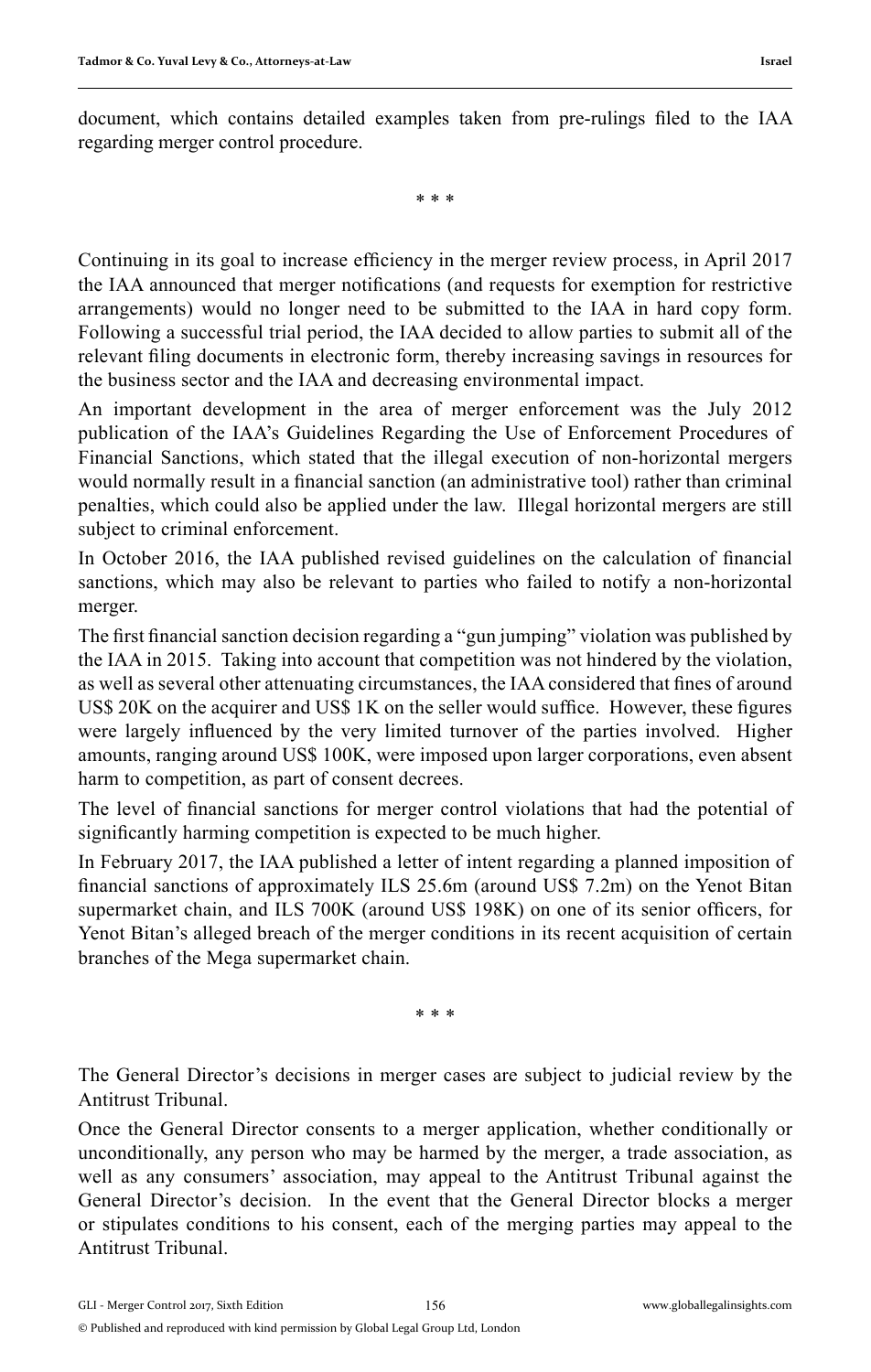document, which contains detailed examples taken from pre-rulings filed to the IAA regarding merger control procedure.

\* \* \*

Continuing in its goal to increase efficiency in the merger review process, in April 2017 the IAA announced that merger notifications (and requests for exemption for restrictive arrangements) would no longer need to be submitted to the IAA in hard copy form. Following a successful trial period, the IAA decided to allow parties to submit all of the relevant filing documents in electronic form, thereby increasing savings in resources for the business sector and the IAA and decreasing environmental impact.

An important development in the area of merger enforcement was the July 2012 publication of the IAA's Guidelines Regarding the Use of Enforcement Procedures of Financial Sanctions, which stated that the illegal execution of non-horizontal mergers would normally result in a financial sanction (an administrative tool) rather than criminal penalties, which could also be applied under the law. Illegal horizontal mergers are still subject to criminal enforcement.

In October 2016, the IAA published revised guidelines on the calculation of financial sanctions, which may also be relevant to parties who failed to notify a non-horizontal merger.

The first financial sanction decision regarding a "gun jumping" violation was published by the IAA in 2015. Taking into account that competition was not hindered by the violation, as well as several other attenuating circumstances, the IAA considered that fines of around US$ 20K on the acquirer and US$ 1K on the seller would suffice. However, these figures were largely influenced by the very limited turnover of the parties involved. Higher amounts, ranging around US$ 100K, were imposed upon larger corporations, even absent harm to competition, as part of consent decrees.

The level of financial sanctions for merger control violations that had the potential of significantly harming competition is expected to be much higher.

In February 2017, the IAA published a letter of intent regarding a planned imposition of financial sanctions of approximately ILS 25.6m (around US$ 7.2m) on the Yenot Bitan supermarket chain, and ILS 700K (around US$ 198K) on one of its senior officers, for Yenot Bitan's alleged breach of the merger conditions in its recent acquisition of certain branches of the Mega supermarket chain.

\* \* \*

The General Director's decisions in merger cases are subject to judicial review by the Antitrust Tribunal.

Once the General Director consents to a merger application, whether conditionally or unconditionally, any person who may be harmed by the merger, a trade association, as well as any consumers' association, may appeal to the Antitrust Tribunal against the General Director's decision. In the event that the General Director blocks a merger or stipulates conditions to his consent, each of the merging parties may appeal to the Antitrust Tribunal.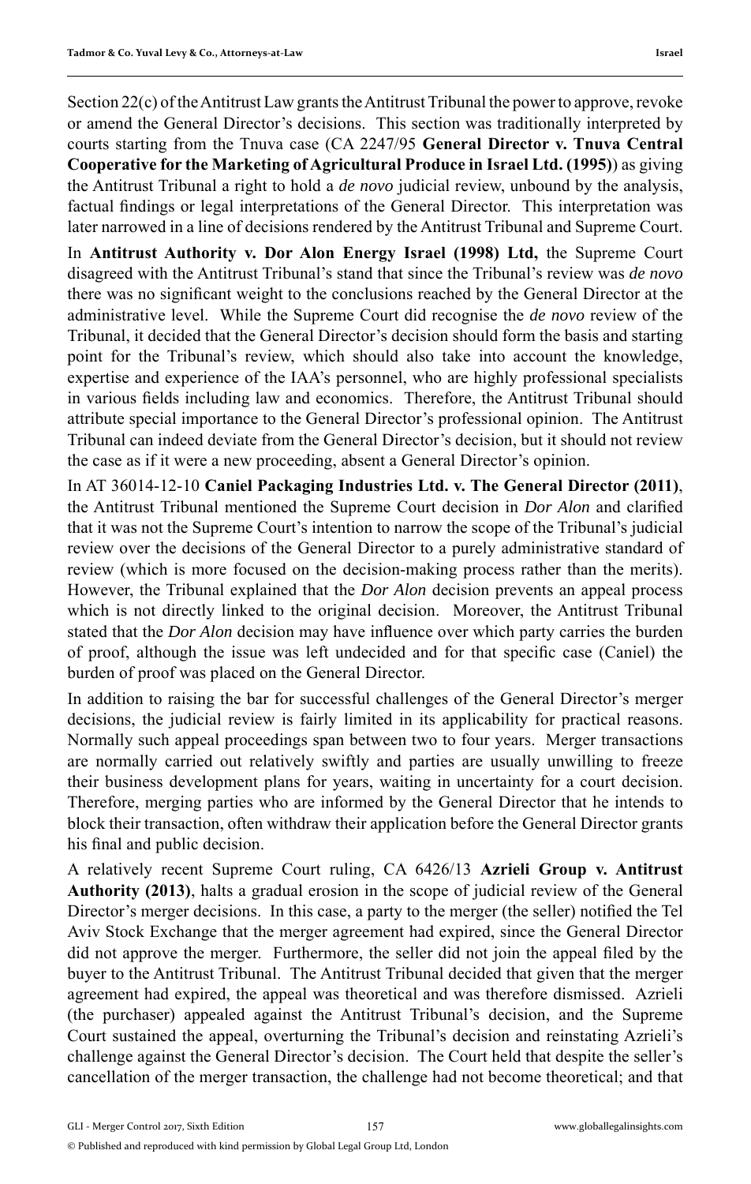Section 22(c) of the Antitrust Law grants the Antitrust Tribunal the power to approve, revoke or amend the General Director's decisions. This section was traditionally interpreted by courts starting from the Tnuva case (CA 2247/95 **General Director v. Tnuva Central Cooperative for the Marketing of Agricultural Produce in Israel Ltd. (1995)**) as giving the Antitrust Tribunal a right to hold a *de novo* judicial review, unbound by the analysis, factual findings or legal interpretations of the General Director. This interpretation was later narrowed in a line of decisions rendered by the Antitrust Tribunal and Supreme Court.

In **Antitrust Authority v. Dor Alon Energy Israel (1998) Ltd,** the Supreme Court disagreed with the Antitrust Tribunal's stand that since the Tribunal's review was *de novo* there was no significant weight to the conclusions reached by the General Director at the administrative level. While the Supreme Court did recognise the *de novo* review of the Tribunal, it decided that the General Director's decision should form the basis and starting point for the Tribunal's review, which should also take into account the knowledge, expertise and experience of the IAA's personnel, who are highly professional specialists in various fields including law and economics. Therefore, the Antitrust Tribunal should attribute special importance to the General Director's professional opinion. The Antitrust Tribunal can indeed deviate from the General Director's decision, but it should not review the case as if it were a new proceeding, absent a General Director's opinion.

In AT 36014-12-10 **Caniel Packaging Industries Ltd. v. The General Director (2011)**, the Antitrust Tribunal mentioned the Supreme Court decision in *Dor Alon* and clarified that it was not the Supreme Court's intention to narrow the scope of the Tribunal's judicial review over the decisions of the General Director to a purely administrative standard of review (which is more focused on the decision-making process rather than the merits). However, the Tribunal explained that the *Dor Alon* decision prevents an appeal process which is not directly linked to the original decision. Moreover, the Antitrust Tribunal stated that the *Dor Alon* decision may have influence over which party carries the burden of proof, although the issue was left undecided and for that specific case (Caniel) the burden of proof was placed on the General Director.

In addition to raising the bar for successful challenges of the General Director's merger decisions, the judicial review is fairly limited in its applicability for practical reasons. Normally such appeal proceedings span between two to four years. Merger transactions are normally carried out relatively swiftly and parties are usually unwilling to freeze their business development plans for years, waiting in uncertainty for a court decision. Therefore, merging parties who are informed by the General Director that he intends to block their transaction, often withdraw their application before the General Director grants his final and public decision.

A relatively recent Supreme Court ruling, CA 6426/13 **Azrieli Group v. Antitrust Authority (2013)**, halts a gradual erosion in the scope of judicial review of the General Director's merger decisions. In this case, a party to the merger (the seller) notified the Tel Aviv Stock Exchange that the merger agreement had expired, since the General Director did not approve the merger. Furthermore, the seller did not join the appeal filed by the buyer to the Antitrust Tribunal. The Antitrust Tribunal decided that given that the merger agreement had expired, the appeal was theoretical and was therefore dismissed. Azrieli (the purchaser) appealed against the Antitrust Tribunal's decision, and the Supreme Court sustained the appeal, overturning the Tribunal's decision and reinstating Azrieli's challenge against the General Director's decision. The Court held that despite the seller's cancellation of the merger transaction, the challenge had not become theoretical; and that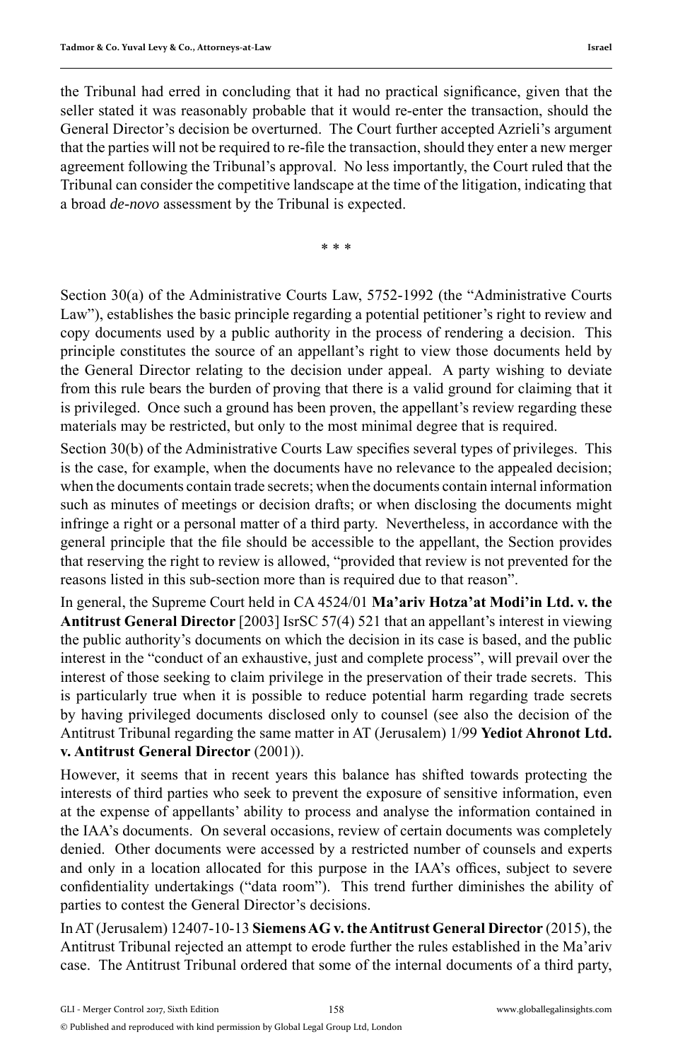the Tribunal had erred in concluding that it had no practical significance, given that the seller stated it was reasonably probable that it would re-enter the transaction, should the General Director's decision be overturned. The Court further accepted Azrieli's argument that the parties will not be required to re-file the transaction, should they enter a new merger agreement following the Tribunal's approval. No less importantly, the Court ruled that the Tribunal can consider the competitive landscape at the time of the litigation, indicating that a broad *de-novo* assessment by the Tribunal is expected.

\* \* \*

Section 30(a) of the Administrative Courts Law, 5752-1992 (the "Administrative Courts Law"), establishes the basic principle regarding a potential petitioner's right to review and copy documents used by a public authority in the process of rendering a decision. This principle constitutes the source of an appellant's right to view those documents held by the General Director relating to the decision under appeal. A party wishing to deviate from this rule bears the burden of proving that there is a valid ground for claiming that it is privileged. Once such a ground has been proven, the appellant's review regarding these materials may be restricted, but only to the most minimal degree that is required.

Section 30(b) of the Administrative Courts Law specifies several types of privileges. This is the case, for example, when the documents have no relevance to the appealed decision; when the documents contain trade secrets; when the documents contain internal information such as minutes of meetings or decision drafts; or when disclosing the documents might infringe a right or a personal matter of a third party. Nevertheless, in accordance with the general principle that the file should be accessible to the appellant, the Section provides that reserving the right to review is allowed, "provided that review is not prevented for the reasons listed in this sub-section more than is required due to that reason".

In general, the Supreme Court held in CA 4524/01 **Ma'ariv Hotza'at Modi'in Ltd. v. the Antitrust General Director** [2003] IsrSC 57(4) 521 that an appellant's interest in viewing the public authority's documents on which the decision in its case is based, and the public interest in the "conduct of an exhaustive, just and complete process", will prevail over the interest of those seeking to claim privilege in the preservation of their trade secrets. This is particularly true when it is possible to reduce potential harm regarding trade secrets by having privileged documents disclosed only to counsel (see also the decision of the Antitrust Tribunal regarding the same matter in AT (Jerusalem) 1/99 **Yediot Ahronot Ltd. v. Antitrust General Director** (2001)).

However, it seems that in recent years this balance has shifted towards protecting the interests of third parties who seek to prevent the exposure of sensitive information, even at the expense of appellants' ability to process and analyse the information contained in the IAA's documents. On several occasions, review of certain documents was completely denied. Other documents were accessed by a restricted number of counsels and experts and only in a location allocated for this purpose in the IAA's offices, subject to severe confidentiality undertakings ("data room"). This trend further diminishes the ability of parties to contest the General Director's decisions.

In AT (Jerusalem) 12407-10-13 **Siemens AG v. the Antitrust General Director** (2015), the Antitrust Tribunal rejected an attempt to erode further the rules established in the Ma'ariv case. The Antitrust Tribunal ordered that some of the internal documents of a third party,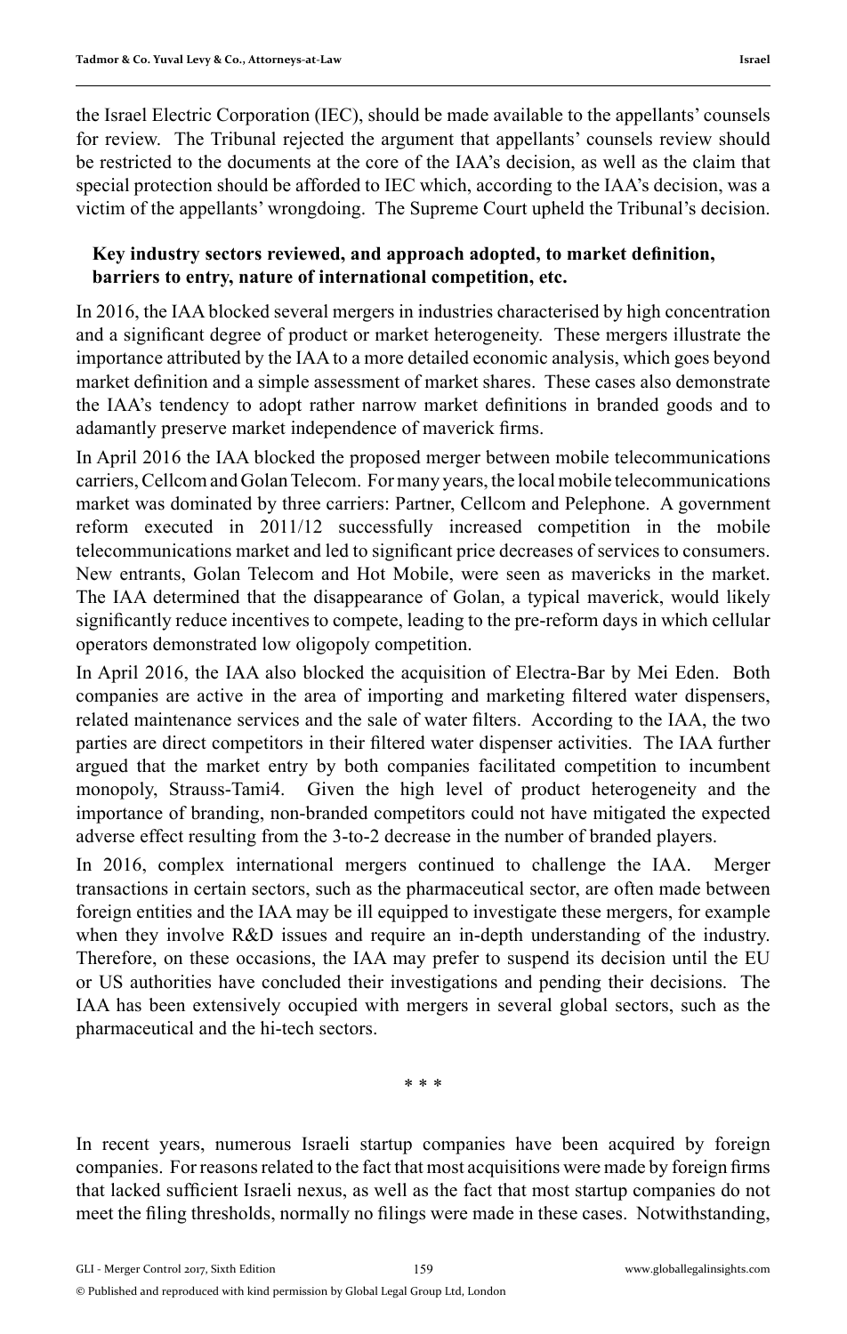the Israel Electric Corporation (IEC), should be made available to the appellants' counsels for review. The Tribunal rejected the argument that appellants' counsels review should be restricted to the documents at the core of the IAA's decision, as well as the claim that special protection should be afforded to IEC which, according to the IAA's decision, was a victim of the appellants' wrongdoing. The Supreme Court upheld the Tribunal's decision.

### Key industry sectors reviewed, and approach adopted, to market definition, barriers to entry, nature of international competition, etc.

In 2016, the IAA blocked several mergers in industries characterised by high concentration and a significant degree of product or market heterogeneity. These mergers illustrate the importance attributed by the IAA to a more detailed economic analysis, which goes beyond market definition and a simple assessment of market shares. These cases also demonstrate the IAA's tendency to adopt rather narrow market definitions in branded goods and to adamantly preserve market independence of maverick firms.

In April 2016 the IAA blocked the proposed merger between mobile telecommunications carriers, Cellcom and Golan Telecom. For many years, the local mobile telecommunications market was dominated by three carriers: Partner, Cellcom and Pelephone. A government reform executed in 2011/12 successfully increased competition in the mobile telecommunications market and led to significant price decreases of services to consumers. New entrants, Golan Telecom and Hot Mobile, were seen as mavericks in the market. The IAA determined that the disappearance of Golan, a typical maverick, would likely significantly reduce incentives to compete, leading to the pre-reform days in which cellular operators demonstrated low oligopoly competition.

In April 2016, the IAA also blocked the acquisition of Electra-Bar by Mei Eden. Both companies are active in the area of importing and marketing filtered water dispensers, related maintenance services and the sale of water filters. According to the IAA, the two parties are direct competitors in their filtered water dispenser activities. The IAA further argued that the market entry by both companies facilitated competition to incumbent monopoly, Strauss-Tami4. Given the high level of product heterogeneity and the importance of branding, non-branded competitors could not have mitigated the expected adverse effect resulting from the 3-to-2 decrease in the number of branded players.

In 2016, complex international mergers continued to challenge the IAA. Merger transactions in certain sectors, such as the pharmaceutical sector, are often made between foreign entities and the IAA may be ill equipped to investigate these mergers, for example when they involve R&D issues and require an in-depth understanding of the industry. Therefore, on these occasions, the IAA may prefer to suspend its decision until the EU or US authorities have concluded their investigations and pending their decisions. The IAA has been extensively occupied with mergers in several global sectors, such as the pharmaceutical and the hi-tech sectors.

\* \* \*

In recent years, numerous Israeli startup companies have been acquired by foreign companies. For reasons related to the fact that most acquisitions were made by foreign firms that lacked sufficient Israeli nexus, as well as the fact that most startup companies do not meet the filing thresholds, normally no filings were made in these cases. Notwithstanding,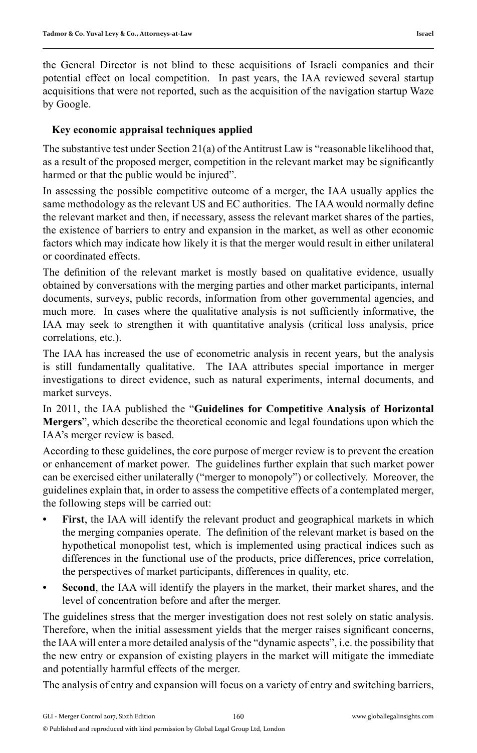the General Director is not blind to these acquisitions of Israeli companies and their potential effect on local competition. In past years, the IAA reviewed several startup acquisitions that were not reported, such as the acquisition of the navigation startup Waze by Google.

## Key economic appraisal techniques applied

The substantive test under Section 21(a) of the Antitrust Law is "reasonable likelihood that, as a result of the proposed merger, competition in the relevant market may be significantly harmed or that the public would be injured".

In assessing the possible competitive outcome of a merger, the IAA usually applies the same methodology as the relevant US and EC authorities. The IAA would normally define the relevant market and then, if necessary, assess the relevant market shares of the parties, the existence of barriers to entry and expansion in the market, as well as other economic factors which may indicate how likely it is that the merger would result in either unilateral or coordinated effects.

The definition of the relevant market is mostly based on qualitative evidence, usually obtained by conversations with the merging parties and other market participants, internal documents, surveys, public records, information from other governmental agencies, and much more. In cases where the qualitative analysis is not sufficiently informative, the IAA may seek to strengthen it with quantitative analysis (critical loss analysis, price correlations, etc.).

The IAA has increased the use of econometric analysis in recent years, but the analysis is still fundamentally qualitative. The IAA attributes special importance in merger investigations to direct evidence, such as natural experiments, internal documents, and market surveys.

In 2011, the IAA published the "**Guidelines for Competitive Analysis of Horizontal Mergers**", which describe the theoretical economic and legal foundations upon which the IAA's merger review is based.

According to these guidelines, the core purpose of merger review is to prevent the creation or enhancement of market power. The guidelines further explain that such market power can be exercised either unilaterally ("merger to monopoly") or collectively. Moreover, the guidelines explain that, in order to assess the competitive effects of a contemplated merger, the following steps will be carried out:

- **First**, the IAA will identify the relevant product and geographical markets in which the merging companies operate. The definition of the relevant market is based on the hypothetical monopolist test, which is implemented using practical indices such as differences in the functional use of the products, price differences, price correlation, the perspectives of market participants, differences in quality, etc.
- **Second**, the IAA will identify the players in the market, their market shares, and the level of concentration before and after the merger.

The guidelines stress that the merger investigation does not rest solely on static analysis. Therefore, when the initial assessment yields that the merger raises significant concerns, the IAA will enter a more detailed analysis of the "dynamic aspects", i.e. the possibility that the new entry or expansion of existing players in the market will mitigate the immediate and potentially harmful effects of the merger.

The analysis of entry and expansion will focus on a variety of entry and switching barriers,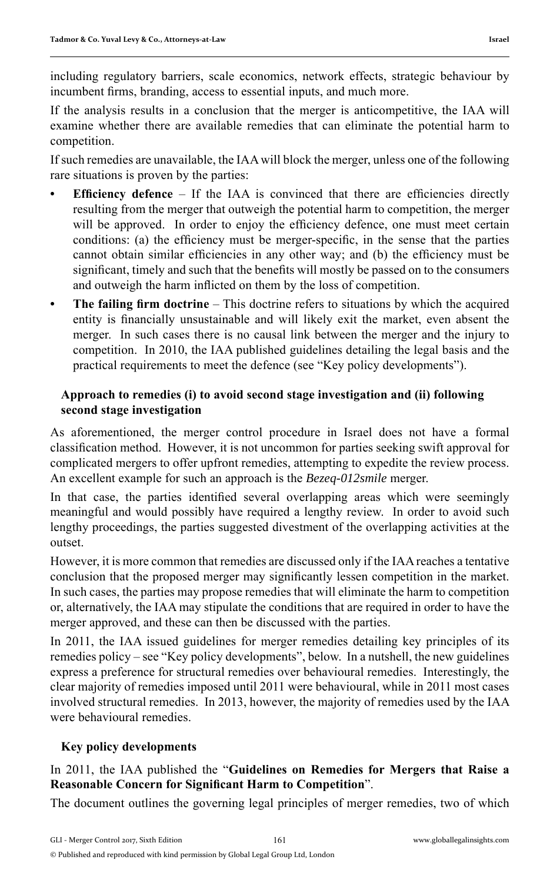including regulatory barriers, scale economics, network effects, strategic behaviour by incumbent firms, branding, access to essential inputs, and much more.

If the analysis results in a conclusion that the merger is anticompetitive, the IAA will examine whether there are available remedies that can eliminate the potential harm to competition.

If such remedies are unavailable, the IAA will block the merger, unless one of the following rare situations is proven by the parties:

- **Efficiency defence** – If the IAA is convinced that there are efficiencies directly resulting from the merger that outweigh the potential harm to competition, the merger will be approved. In order to enjoy the efficiency defence, one must meet certain conditions: (a) the efficiency must be merger-specific, in the sense that the parties cannot obtain similar efficiencies in any other way; and (b) the efficiency must be significant, timely and such that the benefits will mostly be passed on to the consumers and outweigh the harm inflicted on them by the loss of competition.
- **The failing firm doctrine** – This doctrine refers to situations by which the acquired entity is financially unsustainable and will likely exit the market, even absent the merger. In such cases there is no causal link between the merger and the injury to competition. In 2010, the IAA published guidelines detailing the legal basis and the practical requirements to meet the defence (see "Key policy developments").

### Approach to remedies (i) to avoid second stage investigation and (ii) following second stage investigation

As aforementioned, the merger control procedure in Israel does not have a formal classification method. However, it is not uncommon for parties seeking swift approval for complicated mergers to offer upfront remedies, attempting to expedite the review process. An excellent example for such an approach is the *Bezeq-012smile* merger.

In that case, the parties identified several overlapping areas which were seemingly meaningful and would possibly have required a lengthy review. In order to avoid such lengthy proceedings, the parties suggested divestment of the overlapping activities at the outset.

However, it is more common that remedies are discussed only if the IAA reaches a tentative conclusion that the proposed merger may significantly lessen competition in the market. In such cases, the parties may propose remedies that will eliminate the harm to competition or, alternatively, the IAA may stipulate the conditions that are required in order to have the merger approved, and these can then be discussed with the parties.

In 2011, the IAA issued guidelines for merger remedies detailing key principles of its remedies policy – see "Key policy developments", below. In a nutshell, the new guidelines express a preference for structural remedies over behavioural remedies. Interestingly, the clear majority of remedies imposed until 2011 were behavioural, while in 2011 most cases involved structural remedies. In 2013, however, the majority of remedies used by the IAA were behavioural remedies.

### Key policy developments

In 2011, the IAA published the "**Guidelines on Remedies for Mergers that Raise a Reasonable Concern for Significant Harm to Competition**".

The document outlines the governing legal principles of merger remedies, two of which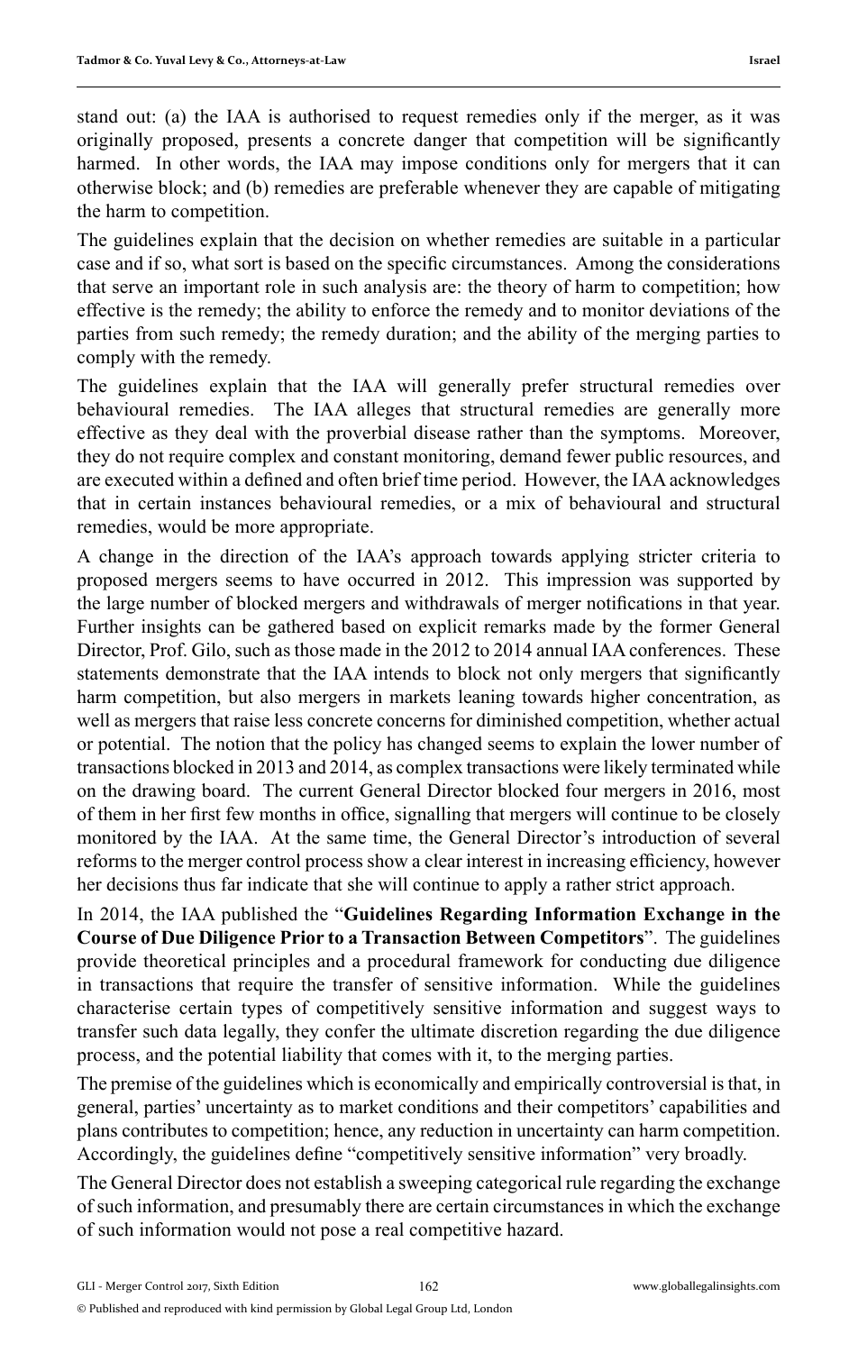stand out: (a) the IAA is authorised to request remedies only if the merger, as it was originally proposed, presents a concrete danger that competition will be significantly harmed. In other words, the IAA may impose conditions only for mergers that it can otherwise block; and (b) remedies are preferable whenever they are capable of mitigating the harm to competition.

The guidelines explain that the decision on whether remedies are suitable in a particular case and if so, what sort is based on the specific circumstances. Among the considerations that serve an important role in such analysis are: the theory of harm to competition; how effective is the remedy; the ability to enforce the remedy and to monitor deviations of the parties from such remedy; the remedy duration; and the ability of the merging parties to comply with the remedy.

The guidelines explain that the IAA will generally prefer structural remedies over behavioural remedies. The IAA alleges that structural remedies are generally more effective as they deal with the proverbial disease rather than the symptoms. Moreover, they do not require complex and constant monitoring, demand fewer public resources, and are executed within a defined and often brief time period. However, the IAA acknowledges that in certain instances behavioural remedies, or a mix of behavioural and structural remedies, would be more appropriate.

A change in the direction of the IAA's approach towards applying stricter criteria to proposed mergers seems to have occurred in 2012. This impression was supported by the large number of blocked mergers and withdrawals of merger notifications in that year. Further insights can be gathered based on explicit remarks made by the former General Director, Prof. Gilo, such as those made in the 2012 to 2014 annual IAA conferences. These statements demonstrate that the IAA intends to block not only mergers that significantly harm competition, but also mergers in markets leaning towards higher concentration, as well as mergers that raise less concrete concerns for diminished competition, whether actual or potential. The notion that the policy has changed seems to explain the lower number of transactions blocked in 2013 and 2014, as complex transactions were likely terminated while on the drawing board. The current General Director blocked four mergers in 2016, most of them in her first few months in office, signalling that mergers will continue to be closely monitored by the IAA. At the same time, the General Director's introduction of several reforms to the merger control process show a clear interest in increasing efficiency, however her decisions thus far indicate that she will continue to apply a rather strict approach.

In 2014, the IAA published the "**Guidelines Regarding Information Exchange in the Course of Due Diligence Prior to a Transaction Between Competitors**". The guidelines provide theoretical principles and a procedural framework for conducting due diligence in transactions that require the transfer of sensitive information. While the guidelines characterise certain types of competitively sensitive information and suggest ways to transfer such data legally, they confer the ultimate discretion regarding the due diligence process, and the potential liability that comes with it, to the merging parties.

The premise of the guidelines which is economically and empirically controversial is that, in general, parties' uncertainty as to market conditions and their competitors' capabilities and plans contributes to competition; hence, any reduction in uncertainty can harm competition. Accordingly, the guidelines define "competitively sensitive information" very broadly.

The General Director does not establish a sweeping categorical rule regarding the exchange of such information, and presumably there are certain circumstances in which the exchange of such information would not pose a real competitive hazard.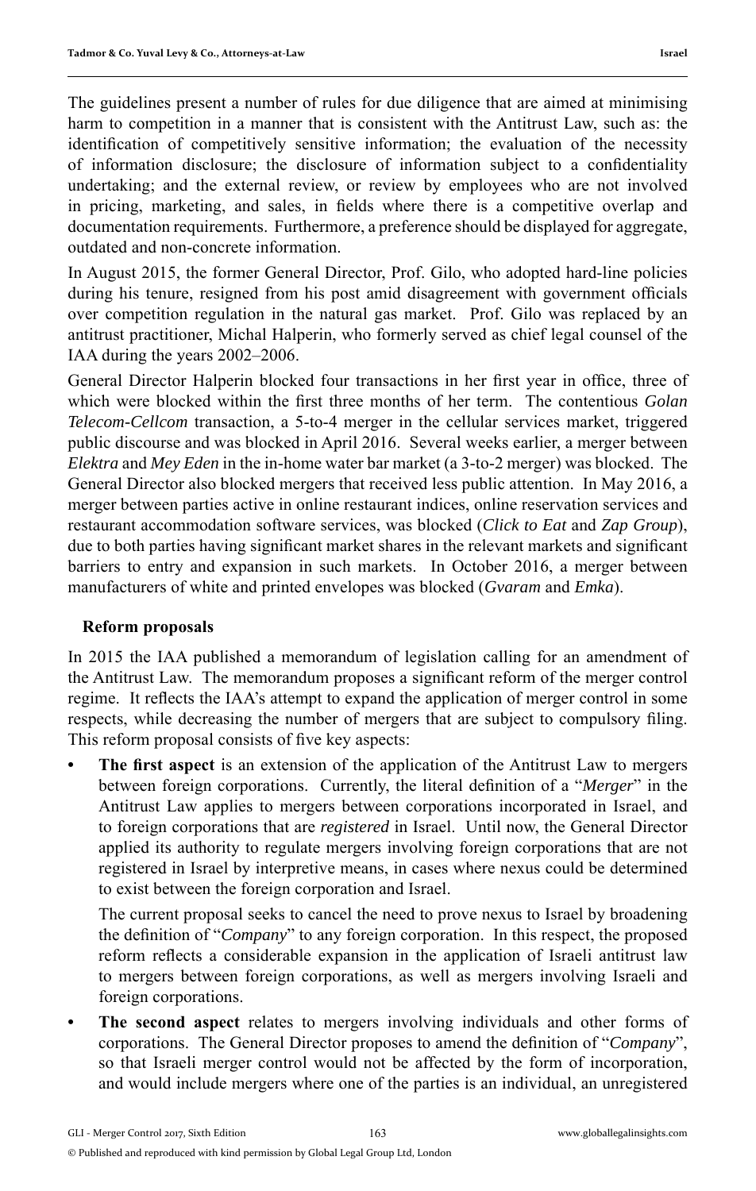The guidelines present a number of rules for due diligence that are aimed at minimising harm to competition in a manner that is consistent with the Antitrust Law, such as: the identification of competitively sensitive information; the evaluation of the necessity of information disclosure; the disclosure of information subject to a confidentiality undertaking; and the external review, or review by employees who are not involved in pricing, marketing, and sales, in fields where there is a competitive overlap and documentation requirements. Furthermore, a preference should be displayed for aggregate, outdated and non-concrete information.

In August 2015, the former General Director, Prof. Gilo, who adopted hard-line policies during his tenure, resigned from his post amid disagreement with government officials over competition regulation in the natural gas market. Prof. Gilo was replaced by an antitrust practitioner, Michal Halperin, who formerly served as chief legal counsel of the IAA during the years 2002–2006.

General Director Halperin blocked four transactions in her first year in office, three of which were blocked within the first three months of her term. The contentious *Golan Telecom-Cellcom* transaction, a 5-to-4 merger in the cellular services market, triggered public discourse and was blocked in April 2016. Several weeks earlier, a merger between *Elektra* and *Mey Eden* in the in-home water bar market (a 3-to-2 merger) was blocked. The General Director also blocked mergers that received less public attention. In May 2016, a merger between parties active in online restaurant indices, online reservation services and restaurant accommodation software services, was blocked (*Click to Eat* and *Zap Group*), due to both parties having significant market shares in the relevant markets and significant barriers to entry and expansion in such markets. In October 2016, a merger between manufacturers of white and printed envelopes was blocked (*Gvaram* and *Emka*).

## Reform proposals

In 2015 the IAA published a memorandum of legislation calling for an amendment of the Antitrust Law. The memorandum proposes a significant reform of the merger control regime. It reflects the IAA's attempt to expand the application of merger control in some respects, while decreasing the number of mergers that are subject to compulsory filing. This reform proposal consists of five key aspects:

- **The first aspect** is an extension of the application of the Antitrust Law to mergers between foreign corporations. Currently, the literal definition of a "*Merger*" in the Antitrust Law applies to mergers between corporations incorporated in Israel, and to foreign corporations that are *registered* in Israel. Until now, the General Director applied its authority to regulate mergers involving foreign corporations that are not registered in Israel by interpretive means, in cases where nexus could be determined to exist between the foreign corporation and Israel.

  The current proposal seeks to cancel the need to prove nexus to Israel by broadening the definition of "*Company*" to any foreign corporation. In this respect, the proposed reform reflects a considerable expansion in the application of Israeli antitrust law to mergers between foreign corporations, as well as mergers involving Israeli and foreign corporations.

- **The second aspect** relates to mergers involving individuals and other forms of corporations. The General Director proposes to amend the definition of "*Company*", so that Israeli merger control would not be affected by the form of incorporation, and would include mergers where one of the parties is an individual, an unregistered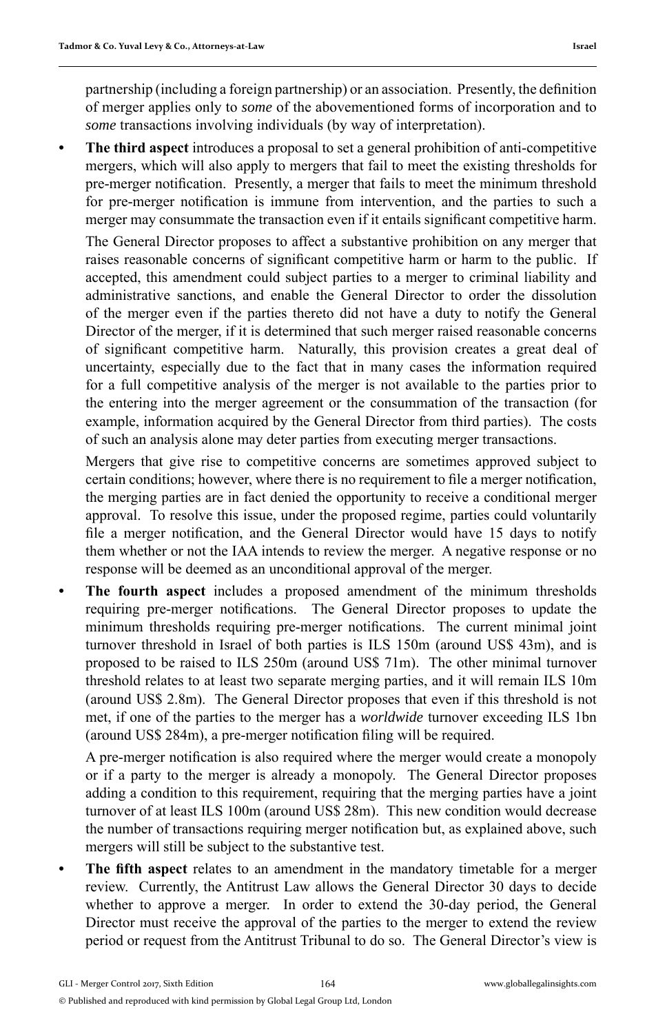partnership (including a foreign partnership) or an association. Presently, the definition of merger applies only to *some* of the abovementioned forms of incorporation and to *some* transactions involving individuals (by way of interpretation).

- **The third aspect** introduces a proposal to set a general prohibition of anti-competitive mergers, which will also apply to mergers that fail to meet the existing thresholds for pre-merger notification. Presently, a merger that fails to meet the minimum threshold for pre-merger notification is immune from intervention, and the parties to such a merger may consummate the transaction even if it entails significant competitive harm.

  The General Director proposes to affect a substantive prohibition on any merger that raises reasonable concerns of significant competitive harm or harm to the public. If accepted, this amendment could subject parties to a merger to criminal liability and administrative sanctions, and enable the General Director to order the dissolution of the merger even if the parties thereto did not have a duty to notify the General Director of the merger, if it is determined that such merger raised reasonable concerns of significant competitive harm. Naturally, this provision creates a great deal of uncertainty, especially due to the fact that in many cases the information required for a full competitive analysis of the merger is not available to the parties prior to the entering into the merger agreement or the consummation of the transaction (for example, information acquired by the General Director from third parties). The costs of such an analysis alone may deter parties from executing merger transactions.

  Mergers that give rise to competitive concerns are sometimes approved subject to certain conditions; however, where there is no requirement to file a merger notification, the merging parties are in fact denied the opportunity to receive a conditional merger approval. To resolve this issue, under the proposed regime, parties could voluntarily file a merger notification, and the General Director would have 15 days to notify them whether or not the IAA intends to review the merger. A negative response or no response will be deemed as an unconditional approval of the merger.

- **The fourth aspect** includes a proposed amendment of the minimum thresholds requiring pre-merger notifications. The General Director proposes to update the minimum thresholds requiring pre-merger notifications. The current minimal joint turnover threshold in Israel of both parties is ILS 150m (around US$ 43m), and is proposed to be raised to ILS 250m (around US$ 71m). The other minimal turnover threshold relates to at least two separate merging parties, and it will remain ILS 10m (around US$ 2.8m). The General Director proposes that even if this threshold is not met, if one of the parties to the merger has a *worldwide* turnover exceeding ILS 1bn (around US$ 284m), a pre-merger notification filing will be required.

  A pre-merger notification is also required where the merger would create a monopoly or if a party to the merger is already a monopoly. The General Director proposes adding a condition to this requirement, requiring that the merging parties have a joint turnover of at least ILS 100m (around US$ 28m). This new condition would decrease the number of transactions requiring merger notification but, as explained above, such mergers will still be subject to the substantive test.

- **The fifth aspect** relates to an amendment in the mandatory timetable for a merger review. Currently, the Antitrust Law allows the General Director 30 days to decide whether to approve a merger. In order to extend the 30-day period, the General Director must receive the approval of the parties to the merger to extend the review period or request from the Antitrust Tribunal to do so. The General Director's view is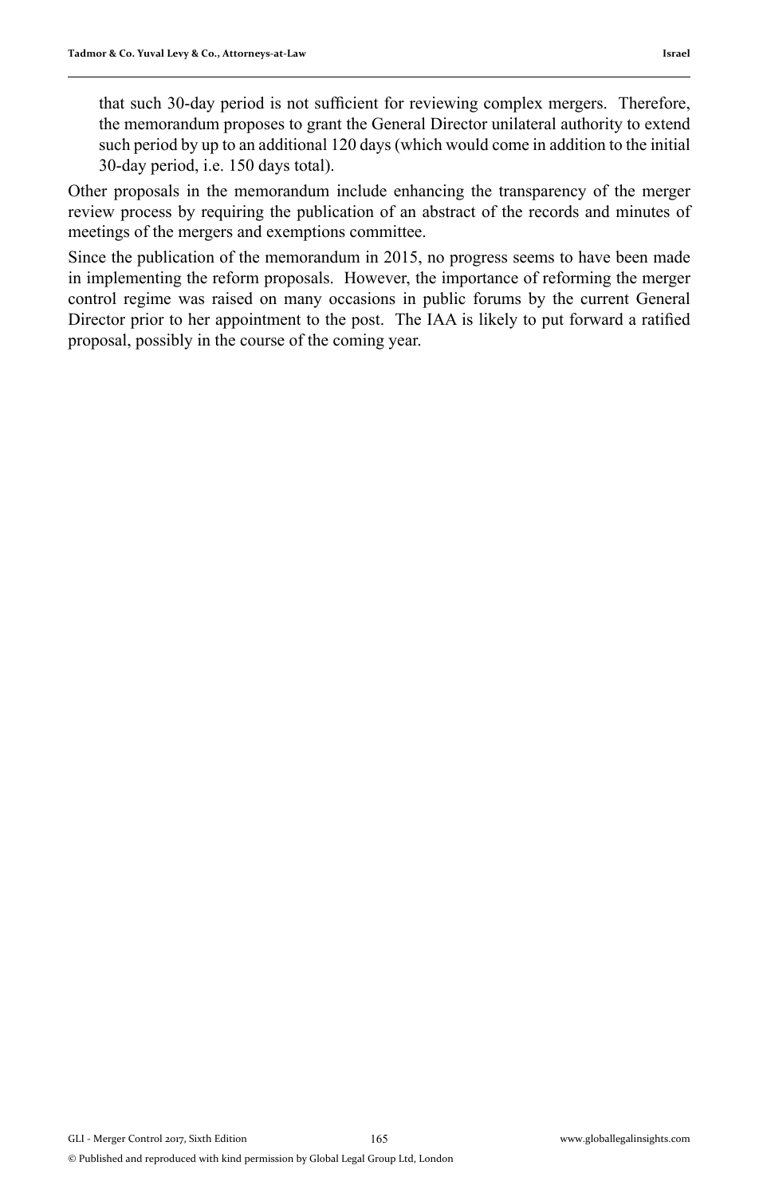that such 30-day period is not sufficient for reviewing complex mergers. Therefore, the memorandum proposes to grant the General Director unilateral authority to extend such period by up to an additional 120 days (which would come in addition to the initial 30-day period, i.e. 150 days total).

Other proposals in the memorandum include enhancing the transparency of the merger review process by requiring the publication of an abstract of the records and minutes of meetings of the mergers and exemptions committee.

Since the publication of the memorandum in 2015, no progress seems to have been made in implementing the reform proposals. However, the importance of reforming the merger control regime was raised on many occasions in public forums by the current General Director prior to her appointment to the post. The IAA is likely to put forward a ratified proposal, possibly in the course of the coming year.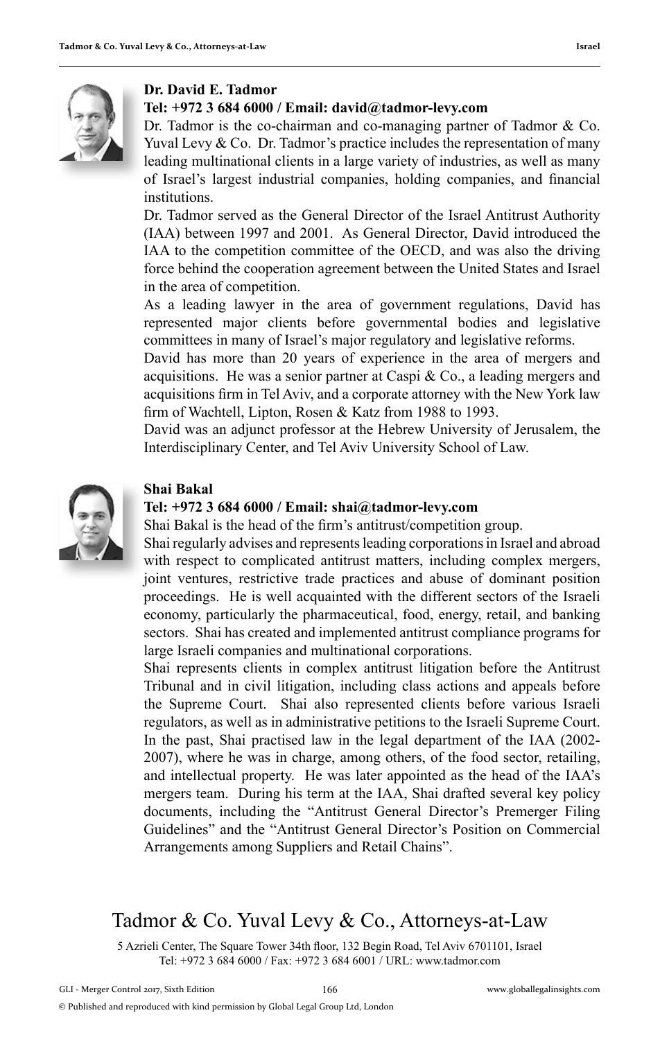**Dr. David E. Tadmor**

**Tel: +972 3 684 6000 / Email: david@tadmor-levy.com**

Dr. Tadmor is the co-chairman and co-managing partner of Tadmor & Co. Yuval Levy & Co. Dr. Tadmor's practice includes the representation of many leading multinational clients in a large variety of industries, as well as many of Israel's largest industrial companies, holding companies, and financial institutions.

Dr. Tadmor served as the General Director of the Israel Antitrust Authority (IAA) between 1997 and 2001. As General Director, David introduced the IAA to the competition committee of the OECD, and was also the driving force behind the cooperation agreement between the United States and Israel in the area of competition.

As a leading lawyer in the area of government regulations, David has represented major clients before governmental bodies and legislative committees in many of Israel's major regulatory and legislative reforms.

David has more than 20 years of experience in the area of mergers and acquisitions. He was a senior partner at Caspi & Co., a leading mergers and acquisitions firm in Tel Aviv, and a corporate attorney with the New York law firm of Wachtell, Lipton, Rosen & Katz from 1988 to 1993.

David was an adjunct professor at the Hebrew University of Jerusalem, the Interdisciplinary Center, and Tel Aviv University School of Law.

**Shai Bakal**

**Tel: +972 3 684 6000 / Email: shai@tadmor-levy.com**

Shai Bakal is the head of the firm's antitrust/competition group.

Shai regularly advises and represents leading corporations in Israel and abroad with respect to complicated antitrust matters, including complex mergers, joint ventures, restrictive trade practices and abuse of dominant position proceedings. He is well acquainted with the different sectors of the Israeli economy, particularly the pharmaceutical, food, energy, retail, and banking sectors. Shai has created and implemented antitrust compliance programs for large Israeli companies and multinational corporations.

Shai represents clients in complex antitrust litigation before the Antitrust Tribunal and in civil litigation, including class actions and appeals before the Supreme Court. Shai also represented clients before various Israeli regulators, as well as in administrative petitions to the Israeli Supreme Court.

In the past, Shai practised law in the legal department of the IAA (2002-2007), where he was in charge, among others, of the food sector, retailing, and intellectual property. He was later appointed as the head of the IAA's mergers team. During his term at the IAA, Shai drafted several key policy documents, including the "Antitrust General Director's Premerger Filing Guidelines" and the "Antitrust General Director's Position on Commercial Arrangements among Suppliers and Retail Chains".

## Tadmor & Co. Yuval Levy & Co., Attorneys-at-Law

5 Azrieli Center, The Square Tower 34th floor, 132 Begin Road, Tel Aviv 6701101, Israel
Tel: +972 3 684 6000 / Fax: +972 3 684 6001 / URL: www.tadmor.com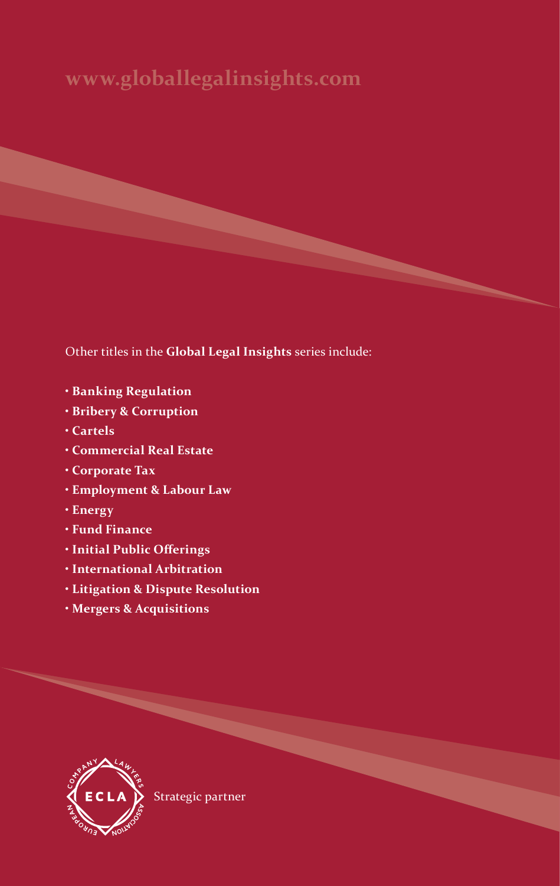www.globallegalinsights.com

Other titles in the **Global Legal Insights** series include:

- **Banking Regulation**
- **Bribery & Corruption**
- **Cartels**
- **Commercial Real Estate**
- **Corporate Tax**
- **Employment & Labour Law**
- **Energy**
- **Fund Finance**
- **Initial Public Offerings**
- **International Arbitration**
- **Litigation & Dispute Resolution**
- **Mergers & Acquisitions**

ECLA – European Company Lawyers Association

Strategic partner